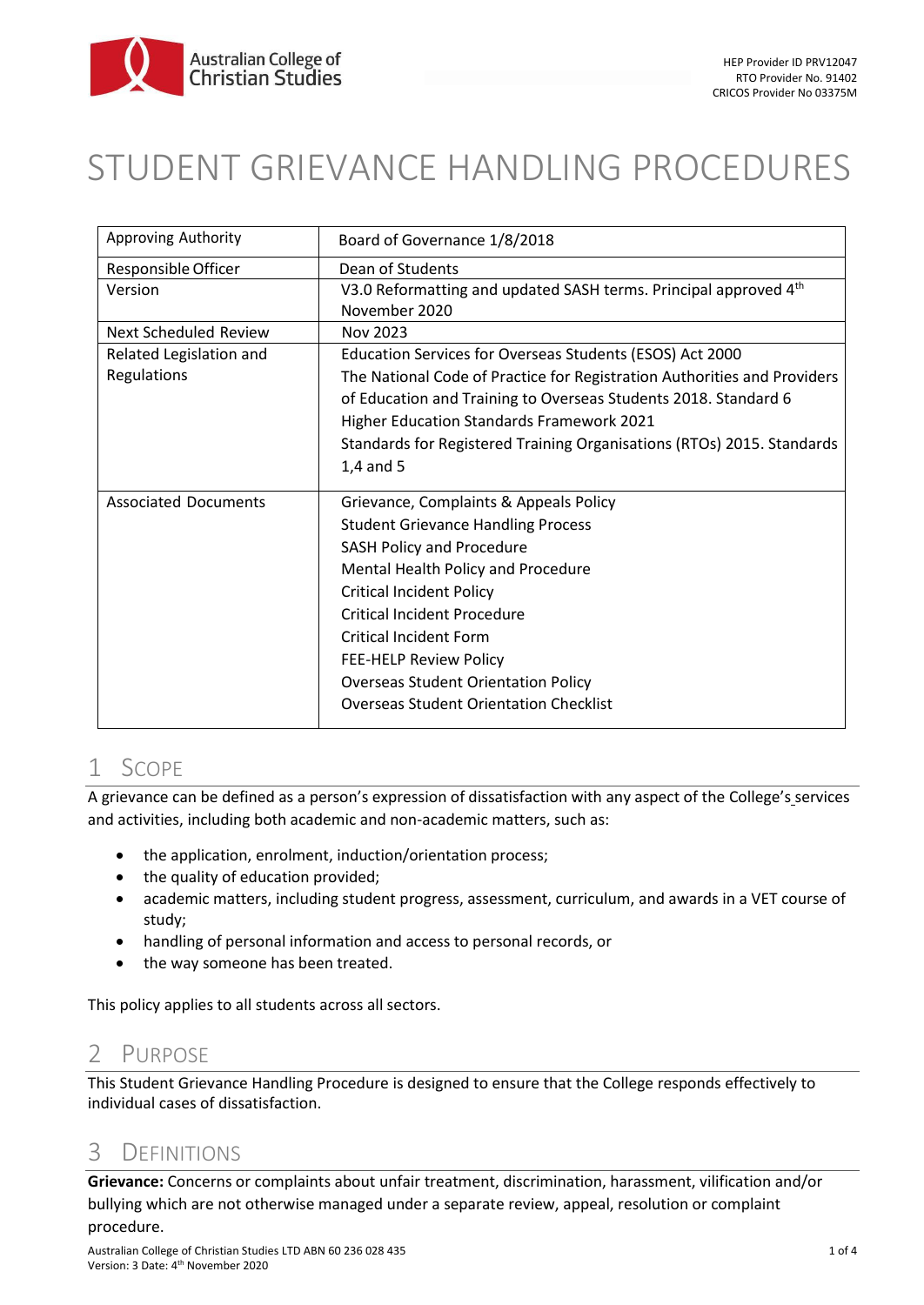HEP Provider ID PRV12047
RTO Provider No. 91402
CRICOS Provider No 03375M

# STUDENT GRIEVANCE HANDLING PROCEDURES

| | |
|---|---|
| Approving Authority | Board of Governance 1/8/2018 |
| Responsible Officer | Dean of Students |
| Version | V3.0 Reformatting and updated SASH terms. Principal approved 4th November 2020 |
| Next Scheduled Review | Nov 2023 |
| Related Legislation and Regulations | Education Services for Overseas Students (ESOS) Act 2000<br>The National Code of Practice for Registration Authorities and Providers of Education and Training to Overseas Students 2018. Standard 6<br>Higher Education Standards Framework 2021<br>Standards for Registered Training Organisations (RTOs) 2015. Standards 1,4 and 5 |
| Associated Documents | Grievance, Complaints & Appeals Policy<br>Student Grievance Handling Process<br>SASH Policy and Procedure<br>Mental Health Policy and Procedure<br>Critical Incident Policy<br>Critical Incident Procedure<br>Critical Incident Form<br>FEE-HELP Review Policy<br>Overseas Student Orientation Policy<br>Overseas Student Orientation Checklist |

## 1 Scope

A grievance can be defined as a person's expression of dissatisfaction with any aspect of the College's services and activities, including both academic and non-academic matters, such as:

- the application, enrolment, induction/orientation process;
- the quality of education provided;
- academic matters, including student progress, assessment, curriculum, and awards in a VET course of study;
- handling of personal information and access to personal records, or
- the way someone has been treated.

This policy applies to all students across all sectors.

## 2 Purpose

This Student Grievance Handling Procedure is designed to ensure that the College responds effectively to individual cases of dissatisfaction.

## 3 Definitions

**Grievance:** Concerns or complaints about unfair treatment, discrimination, harassment, vilification and/or bullying which are not otherwise managed under a separate review, appeal, resolution or complaint procedure.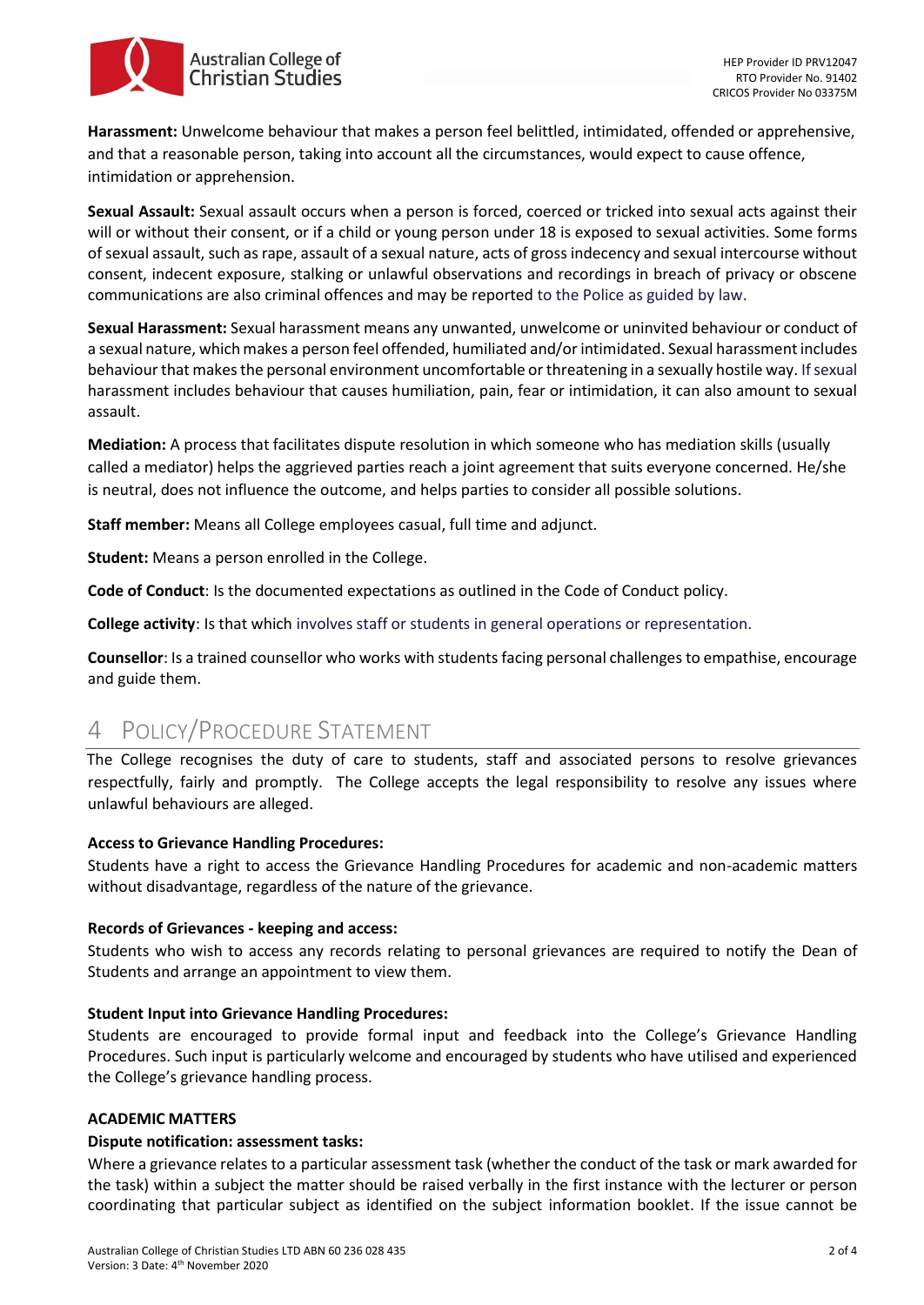**Harassment:** Unwelcome behaviour that makes a person feel belittled, intimidated, offended or apprehensive, and that a reasonable person, taking into account all the circumstances, would expect to cause offence, intimidation or apprehension.

**Sexual Assault:** Sexual assault occurs when a person is forced, coerced or tricked into sexual acts against their will or without their consent, or if a child or young person under 18 is exposed to sexual activities. Some forms of sexual assault, such as rape, assault of a sexual nature, acts of gross indecency and sexual intercourse without consent, indecent exposure, stalking or unlawful observations and recordings in breach of privacy or obscene communications are also criminal offences and may be reported to the Police as guided by law.

**Sexual Harassment:** Sexual harassment means any unwanted, unwelcome or uninvited behaviour or conduct of a sexual nature, which makes a person feel offended, humiliated and/or intimidated. Sexual harassment includes behaviour that makes the personal environment uncomfortable or threatening in a sexually hostile way. If sexual harassment includes behaviour that causes humiliation, pain, fear or intimidation, it can also amount to sexual assault.

**Mediation:** A process that facilitates dispute resolution in which someone who has mediation skills (usually called a mediator) helps the aggrieved parties reach a joint agreement that suits everyone concerned. He/she is neutral, does not influence the outcome, and helps parties to consider all possible solutions.

**Staff member:** Means all College employees casual, full time and adjunct.

**Student:** Means a person enrolled in the College.

**Code of Conduct**: Is the documented expectations as outlined in the Code of Conduct policy.

**College activity**: Is that which involves staff or students in general operations or representation.

**Counsellor**: Is a trained counsellor who works with students facing personal challenges to empathise, encourage and guide them.

# 4 Policy/Procedure Statement

The College recognises the duty of care to students, staff and associated persons to resolve grievances respectfully, fairly and promptly. The College accepts the legal responsibility to resolve any issues where unlawful behaviours are alleged.

**Access to Grievance Handling Procedures:**

Students have a right to access the Grievance Handling Procedures for academic and non-academic matters without disadvantage, regardless of the nature of the grievance.

**Records of Grievances - keeping and access:**

Students who wish to access any records relating to personal grievances are required to notify the Dean of Students and arrange an appointment to view them.

**Student Input into Grievance Handling Procedures:**

Students are encouraged to provide formal input and feedback into the College's Grievance Handling Procedures. Such input is particularly welcome and encouraged by students who have utilised and experienced the College's grievance handling process.

**ACADEMIC MATTERS**

**Dispute notification: assessment tasks:**

Where a grievance relates to a particular assessment task (whether the conduct of the task or mark awarded for the task) within a subject the matter should be raised verbally in the first instance with the lecturer or person coordinating that particular subject as identified on the subject information booklet. If the issue cannot be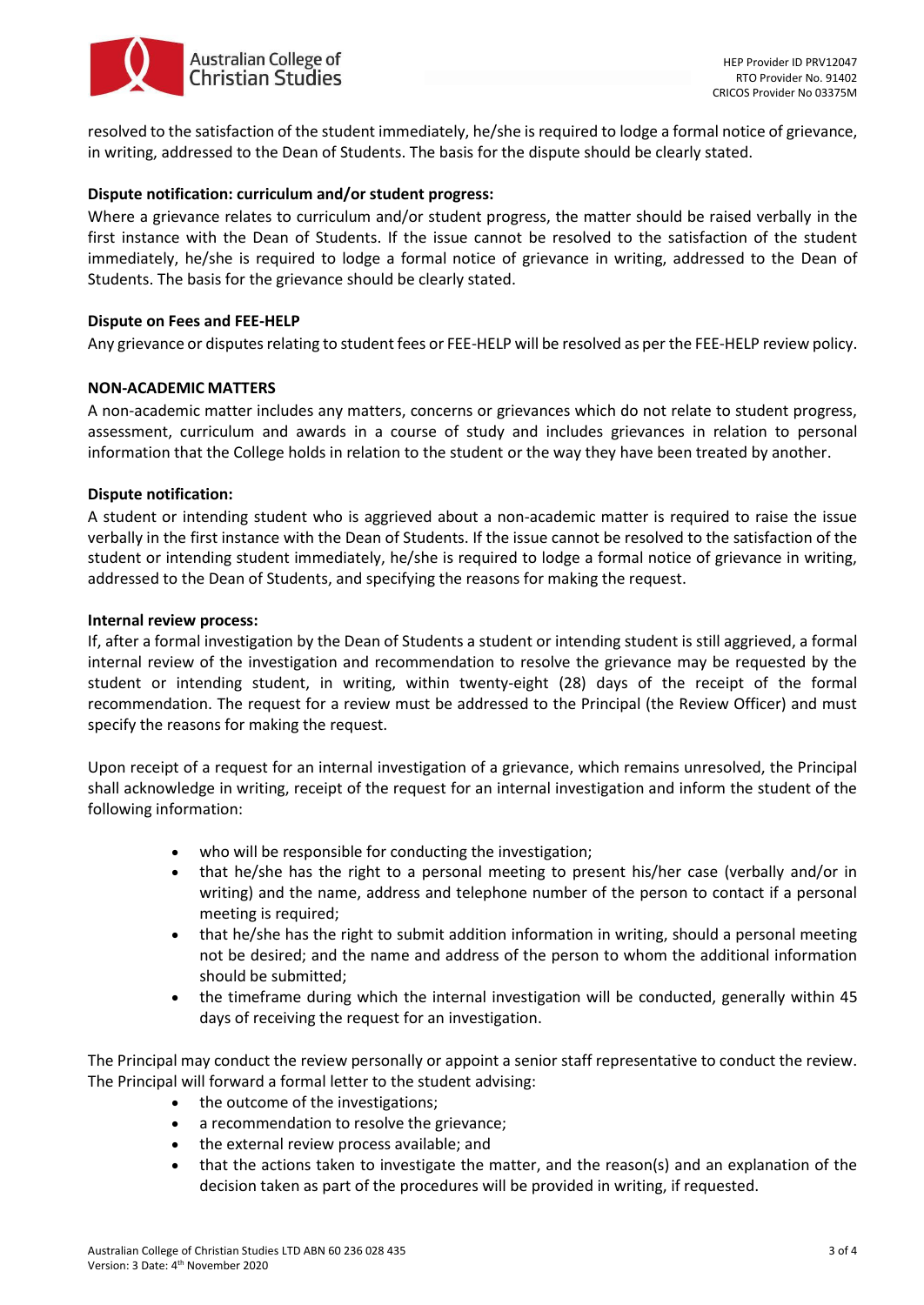resolved to the satisfaction of the student immediately, he/she is required to lodge a formal notice of grievance, in writing, addressed to the Dean of Students. The basis for the dispute should be clearly stated.

**Dispute notification: curriculum and/or student progress:**

Where a grievance relates to curriculum and/or student progress, the matter should be raised verbally in the first instance with the Dean of Students. If the issue cannot be resolved to the satisfaction of the student immediately, he/she is required to lodge a formal notice of grievance in writing, addressed to the Dean of Students. The basis for the grievance should be clearly stated.

**Dispute on Fees and FEE-HELP**

Any grievance or disputes relating to student fees or FEE-HELP will be resolved as per the FEE-HELP review policy.

**NON-ACADEMIC MATTERS**

A non-academic matter includes any matters, concerns or grievances which do not relate to student progress, assessment, curriculum and awards in a course of study and includes grievances in relation to personal information that the College holds in relation to the student or the way they have been treated by another.

**Dispute notification:**

A student or intending student who is aggrieved about a non-academic matter is required to raise the issue verbally in the first instance with the Dean of Students. If the issue cannot be resolved to the satisfaction of the student or intending student immediately, he/she is required to lodge a formal notice of grievance in writing, addressed to the Dean of Students, and specifying the reasons for making the request.

**Internal review process:**

If, after a formal investigation by the Dean of Students a student or intending student is still aggrieved, a formal internal review of the investigation and recommendation to resolve the grievance may be requested by the student or intending student, in writing, within twenty-eight (28) days of the receipt of the formal recommendation. The request for a review must be addressed to the Principal (the Review Officer) and must specify the reasons for making the request.

Upon receipt of a request for an internal investigation of a grievance, which remains unresolved, the Principal shall acknowledge in writing, receipt of the request for an internal investigation and inform the student of the following information:

- who will be responsible for conducting the investigation;
- that he/she has the right to a personal meeting to present his/her case (verbally and/or in writing) and the name, address and telephone number of the person to contact if a personal meeting is required;
- that he/she has the right to submit addition information in writing, should a personal meeting not be desired; and the name and address of the person to whom the additional information should be submitted;
- the timeframe during which the internal investigation will be conducted, generally within 45 days of receiving the request for an investigation.

The Principal may conduct the review personally or appoint a senior staff representative to conduct the review. The Principal will forward a formal letter to the student advising:

- the outcome of the investigations;
- a recommendation to resolve the grievance;
- the external review process available; and
- that the actions taken to investigate the matter, and the reason(s) and an explanation of the decision taken as part of the procedures will be provided in writing, if requested.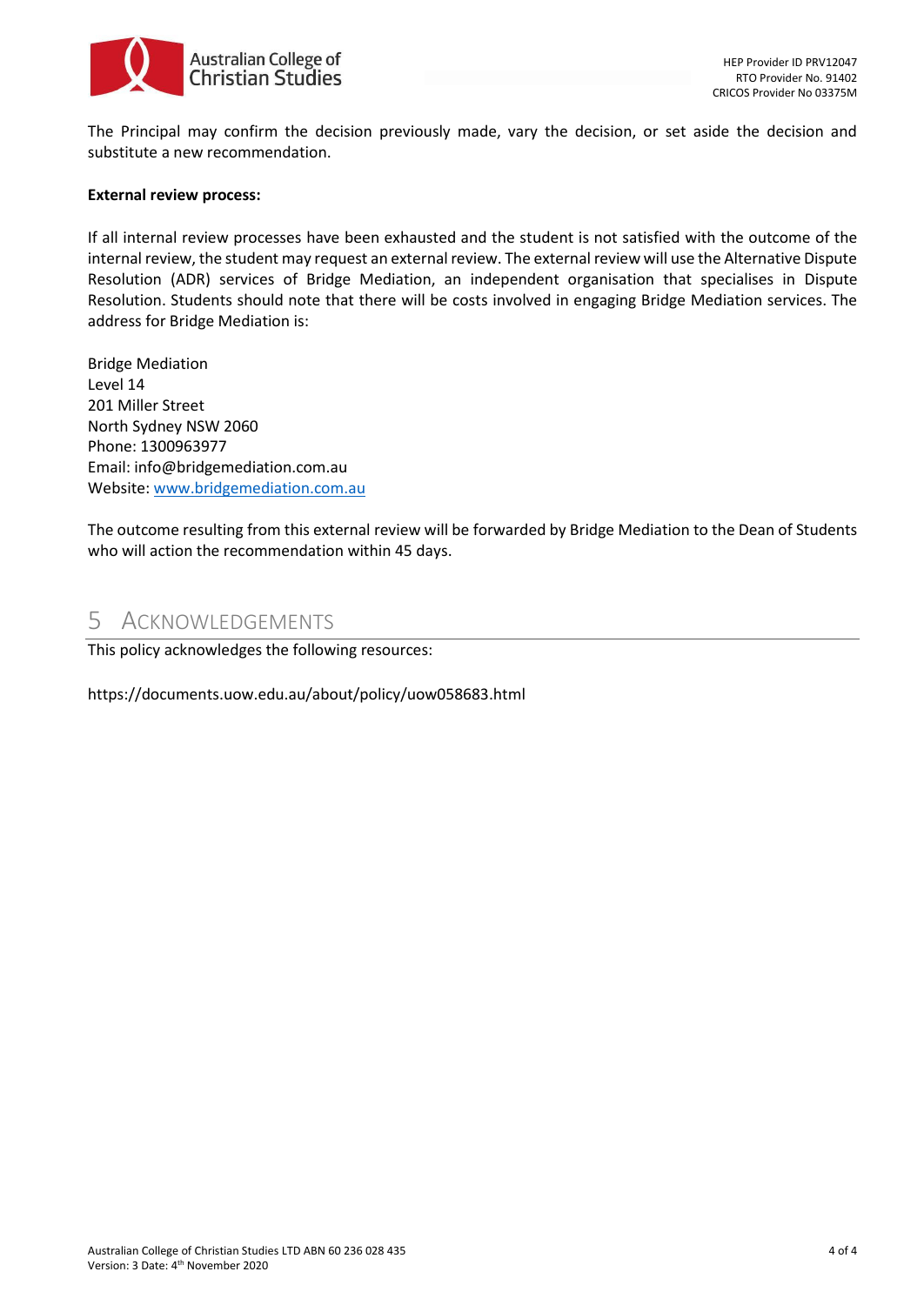The Principal may confirm the decision previously made, vary the decision, or set aside the decision and substitute a new recommendation.

**External review process:**

If all internal review processes have been exhausted and the student is not satisfied with the outcome of the internal review, the student may request an external review. The external review will use the Alternative Dispute Resolution (ADR) services of Bridge Mediation, an independent organisation that specialises in Dispute Resolution. Students should note that there will be costs involved in engaging Bridge Mediation services. The address for Bridge Mediation is:

Bridge Mediation
Level 14
201 Miller Street
North Sydney NSW 2060
Phone: 1300963977
Email: info@bridgemediation.com.au
Website: [www.bridgemediation.com.au](http://www.bridgemediation.com.au)

The outcome resulting from this external review will be forwarded by Bridge Mediation to the Dean of Students who will action the recommendation within 45 days.

## 5 Acknowledgements

This policy acknowledges the following resources:

https://documents.uow.edu.au/about/policy/uow058683.html